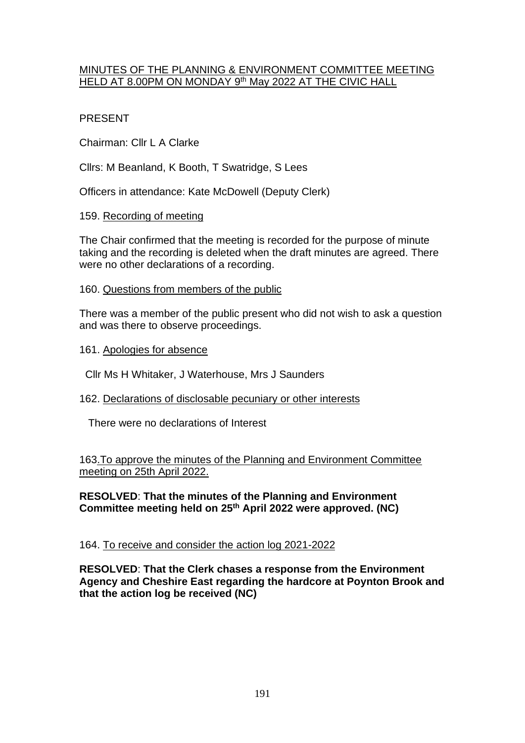MINUTES OF THE PLANNING & ENVIRONMENT COMMITTEE MEETING HELD AT 8.00PM ON MONDAY 9th May 2022 AT THE CIVIC HALL

PRESENT

Chairman: Cllr L A Clarke

Cllrs: M Beanland, K Booth, T Swatridge, S Lees

Officers in attendance: Kate McDowell (Deputy Clerk)

159. Recording of meeting

The Chair confirmed that the meeting is recorded for the purpose of minute taking and the recording is deleted when the draft minutes are agreed. There were no other declarations of a recording.

160. Questions from members of the public

There was a member of the public present who did not wish to ask a question and was there to observe proceedings.

161. Apologies for absence

Cllr Ms H Whitaker, J Waterhouse, Mrs J Saunders

162. Declarations of disclosable pecuniary or other interests

There were no declarations of Interest

163. To approve the minutes of the Planning and Environment Committee meeting on 25th April 2022.

**RESOLVED**: **That the minutes of the Planning and Environment Committee meeting held on 25th April 2022 were approved. (NC)**

164. To receive and consider the action log 2021-2022

**RESOLVED**: **That the Clerk chases a response from the Environment Agency and Cheshire East regarding the hardcore at Poynton Brook and that the action log be received (NC)**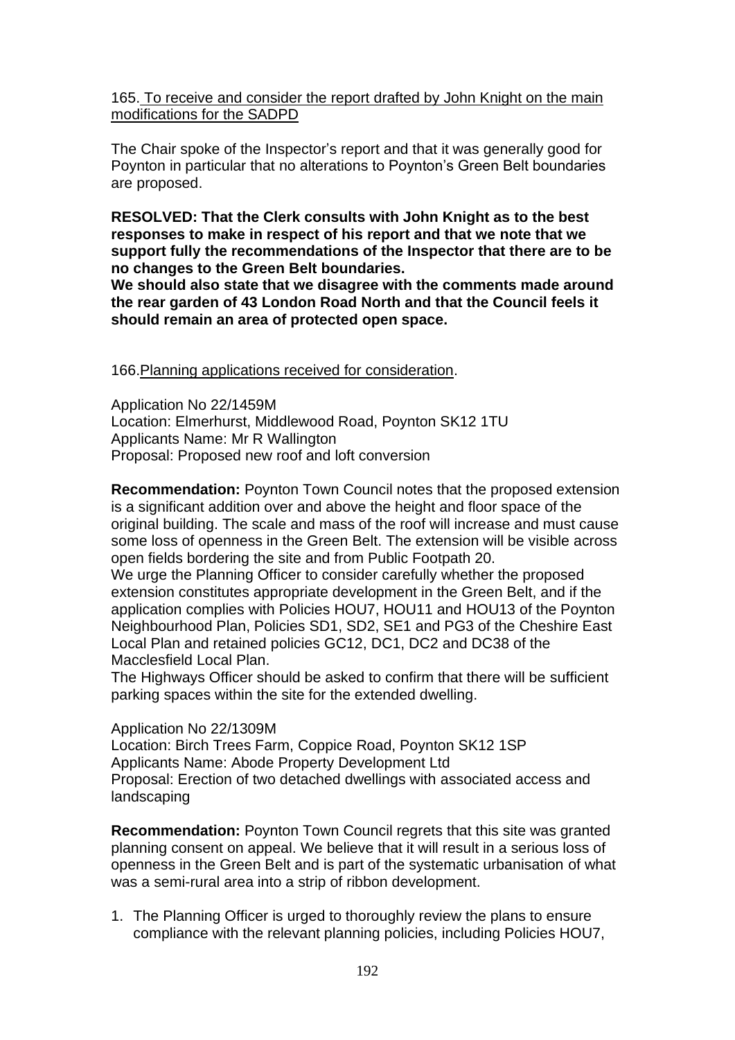165. To receive and consider the report drafted by John Knight on the main modifications for the SADPD

The Chair spoke of the Inspector's report and that it was generally good for Poynton in particular that no alterations to Poynton's Green Belt boundaries are proposed.

**RESOLVED: That the Clerk consults with John Knight as to the best responses to make in respect of his report and that we note that we support fully the recommendations of the Inspector that there are to be no changes to the Green Belt boundaries.**
**We should also state that we disagree with the comments made around the rear garden of 43 London Road North and that the Council feels it should remain an area of protected open space.**

166. Planning applications received for consideration.

Application No 22/1459M
Location: Elmerhurst, Middlewood Road, Poynton SK12 1TU
Applicants Name: Mr R Wallington
Proposal: Proposed new roof and loft conversion

**Recommendation:** Poynton Town Council notes that the proposed extension is a significant addition over and above the height and floor space of the original building. The scale and mass of the roof will increase and must cause some loss of openness in the Green Belt. The extension will be visible across open fields bordering the site and from Public Footpath 20.
We urge the Planning Officer to consider carefully whether the proposed extension constitutes appropriate development in the Green Belt, and if the application complies with Policies HOU7, HOU11 and HOU13 of the Poynton Neighbourhood Plan, Policies SD1, SD2, SE1 and PG3 of the Cheshire East Local Plan and retained policies GC12, DC1, DC2 and DC38 of the Macclesfield Local Plan.
The Highways Officer should be asked to confirm that there will be sufficient parking spaces within the site for the extended dwelling.

Application No 22/1309M
Location: Birch Trees Farm, Coppice Road, Poynton SK12 1SP
Applicants Name: Abode Property Development Ltd
Proposal: Erection of two detached dwellings with associated access and landscaping

**Recommendation:** Poynton Town Council regrets that this site was granted planning consent on appeal. We believe that it will result in a serious loss of openness in the Green Belt and is part of the systematic urbanisation of what was a semi-rural area into a strip of ribbon development.

1. The Planning Officer is urged to thoroughly review the plans to ensure compliance with the relevant planning policies, including Policies HOU7,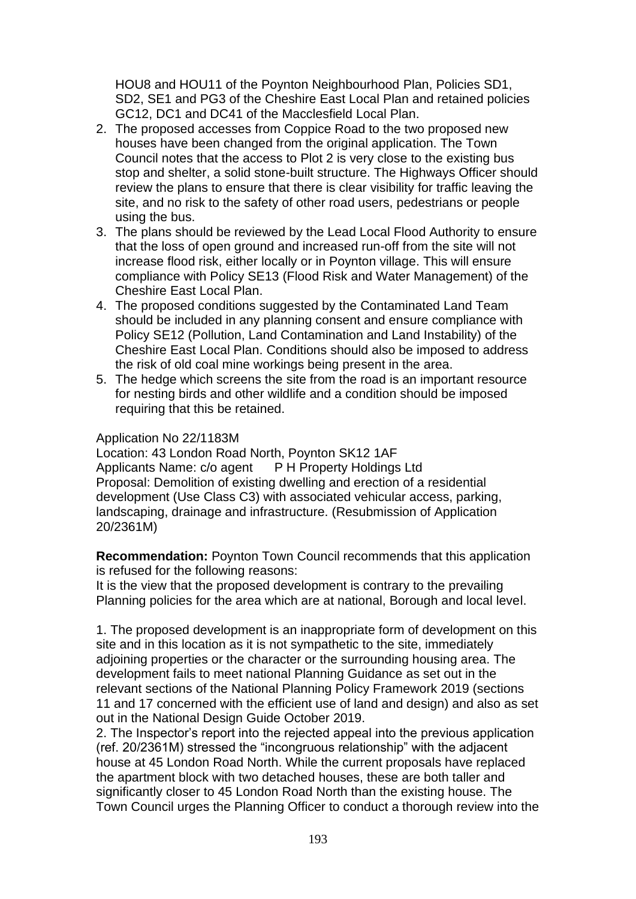HOU8 and HOU11 of the Poynton Neighbourhood Plan, Policies SD1, SD2, SE1 and PG3 of the Cheshire East Local Plan and retained policies GC12, DC1 and DC41 of the Macclesfield Local Plan.

2. The proposed accesses from Coppice Road to the two proposed new houses have been changed from the original application. The Town Council notes that the access to Plot 2 is very close to the existing bus stop and shelter, a solid stone-built structure. The Highways Officer should review the plans to ensure that there is clear visibility for traffic leaving the site, and no risk to the safety of other road users, pedestrians or people using the bus.
3. The plans should be reviewed by the Lead Local Flood Authority to ensure that the loss of open ground and increased run-off from the site will not increase flood risk, either locally or in Poynton village. This will ensure compliance with Policy SE13 (Flood Risk and Water Management) of the Cheshire East Local Plan.
4. The proposed conditions suggested by the Contaminated Land Team should be included in any planning consent and ensure compliance with Policy SE12 (Pollution, Land Contamination and Land Instability) of the Cheshire East Local Plan. Conditions should also be imposed to address the risk of old coal mine workings being present in the area.
5. The hedge which screens the site from the road is an important resource for nesting birds and other wildlife and a condition should be imposed requiring that this be retained.

Application No 22/1183M
Location: 43 London Road North, Poynton SK12 1AF
Applicants Name: c/o agent P H Property Holdings Ltd
Proposal: Demolition of existing dwelling and erection of a residential development (Use Class C3) with associated vehicular access, parking, landscaping, drainage and infrastructure. (Resubmission of Application 20/2361M)

**Recommendation:** Poynton Town Council recommends that this application is refused for the following reasons:
It is the view that the proposed development is contrary to the prevailing Planning policies for the area which are at national, Borough and local level.

1. The proposed development is an inappropriate form of development on this site and in this location as it is not sympathetic to the site, immediately adjoining properties or the character or the surrounding housing area. The development fails to meet national Planning Guidance as set out in the relevant sections of the National Planning Policy Framework 2019 (sections 11 and 17 concerned with the efficient use of land and design) and also as set out in the National Design Guide October 2019.
2. The Inspector's report into the rejected appeal into the previous application (ref. 20/2361M) stressed the "incongruous relationship" with the adjacent house at 45 London Road North. While the current proposals have replaced the apartment block with two detached houses, these are both taller and significantly closer to 45 London Road North than the existing house. The Town Council urges the Planning Officer to conduct a thorough review into the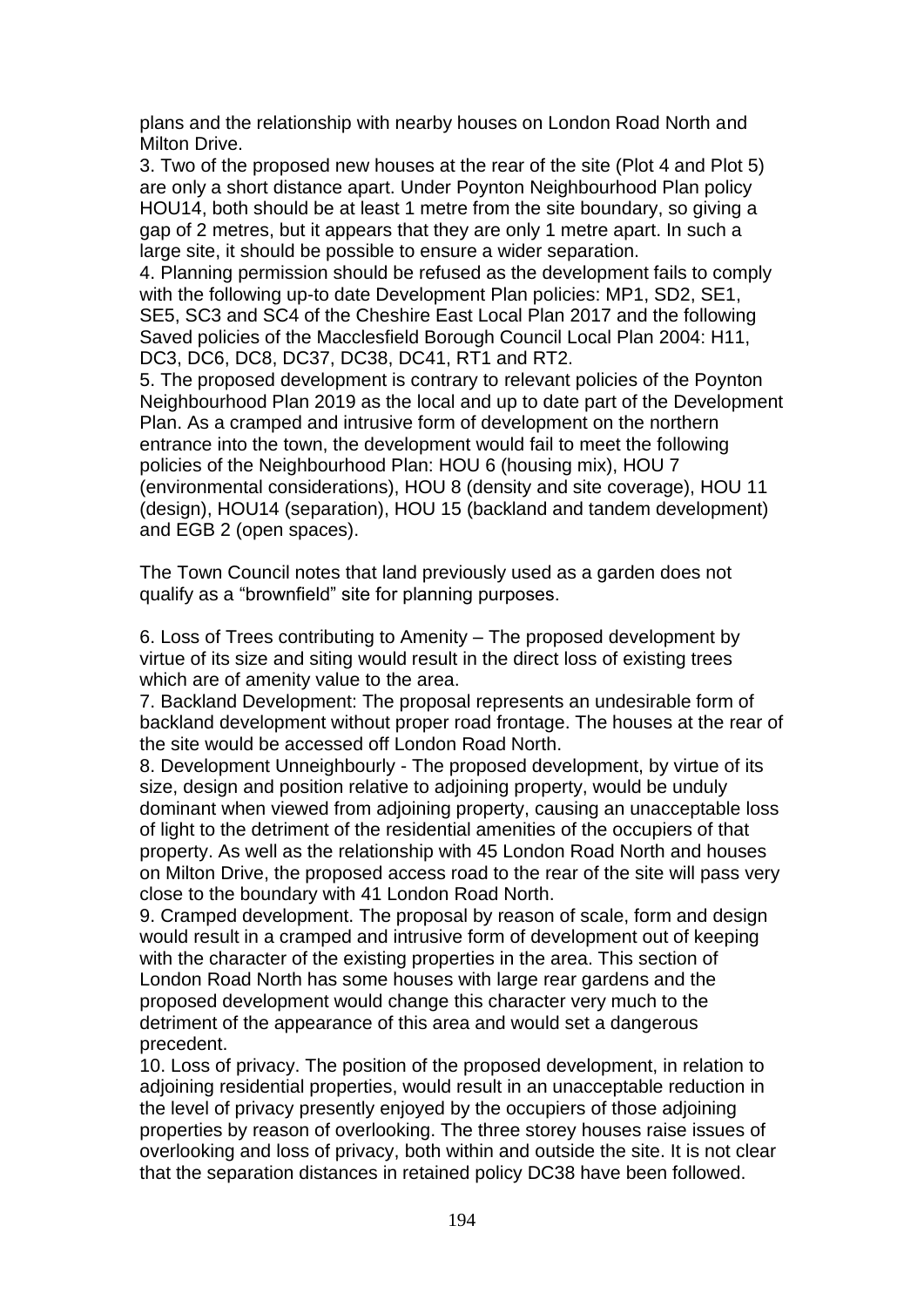plans and the relationship with nearby houses on London Road North and Milton Drive.

3. Two of the proposed new houses at the rear of the site (Plot 4 and Plot 5) are only a short distance apart. Under Poynton Neighbourhood Plan policy HOU14, both should be at least 1 metre from the site boundary, so giving a gap of 2 metres, but it appears that they are only 1 metre apart. In such a large site, it should be possible to ensure a wider separation.

4. Planning permission should be refused as the development fails to comply with the following up-to date Development Plan policies: MP1, SD2, SE1, SE5, SC3 and SC4 of the Cheshire East Local Plan 2017 and the following Saved policies of the Macclesfield Borough Council Local Plan 2004: H11, DC3, DC6, DC8, DC37, DC38, DC41, RT1 and RT2.

5. The proposed development is contrary to relevant policies of the Poynton Neighbourhood Plan 2019 as the local and up to date part of the Development Plan. As a cramped and intrusive form of development on the northern entrance into the town, the development would fail to meet the following policies of the Neighbourhood Plan: HOU 6 (housing mix), HOU 7 (environmental considerations), HOU 8 (density and site coverage), HOU 11 (design), HOU14 (separation), HOU 15 (backland and tandem development) and EGB 2 (open spaces).

The Town Council notes that land previously used as a garden does not qualify as a "brownfield" site for planning purposes.

6. Loss of Trees contributing to Amenity – The proposed development by virtue of its size and siting would result in the direct loss of existing trees which are of amenity value to the area.

7. Backland Development: The proposal represents an undesirable form of backland development without proper road frontage. The houses at the rear of the site would be accessed off London Road North.

8. Development Unneighbourly - The proposed development, by virtue of its size, design and position relative to adjoining property, would be unduly dominant when viewed from adjoining property, causing an unacceptable loss of light to the detriment of the residential amenities of the occupiers of that property. As well as the relationship with 45 London Road North and houses on Milton Drive, the proposed access road to the rear of the site will pass very close to the boundary with 41 London Road North.

9. Cramped development. The proposal by reason of scale, form and design would result in a cramped and intrusive form of development out of keeping with the character of the existing properties in the area. This section of London Road North has some houses with large rear gardens and the proposed development would change this character very much to the detriment of the appearance of this area and would set a dangerous precedent.

10. Loss of privacy. The position of the proposed development, in relation to adjoining residential properties, would result in an unacceptable reduction in the level of privacy presently enjoyed by the occupiers of those adjoining properties by reason of overlooking. The three storey houses raise issues of overlooking and loss of privacy, both within and outside the site. It is not clear that the separation distances in retained policy DC38 have been followed.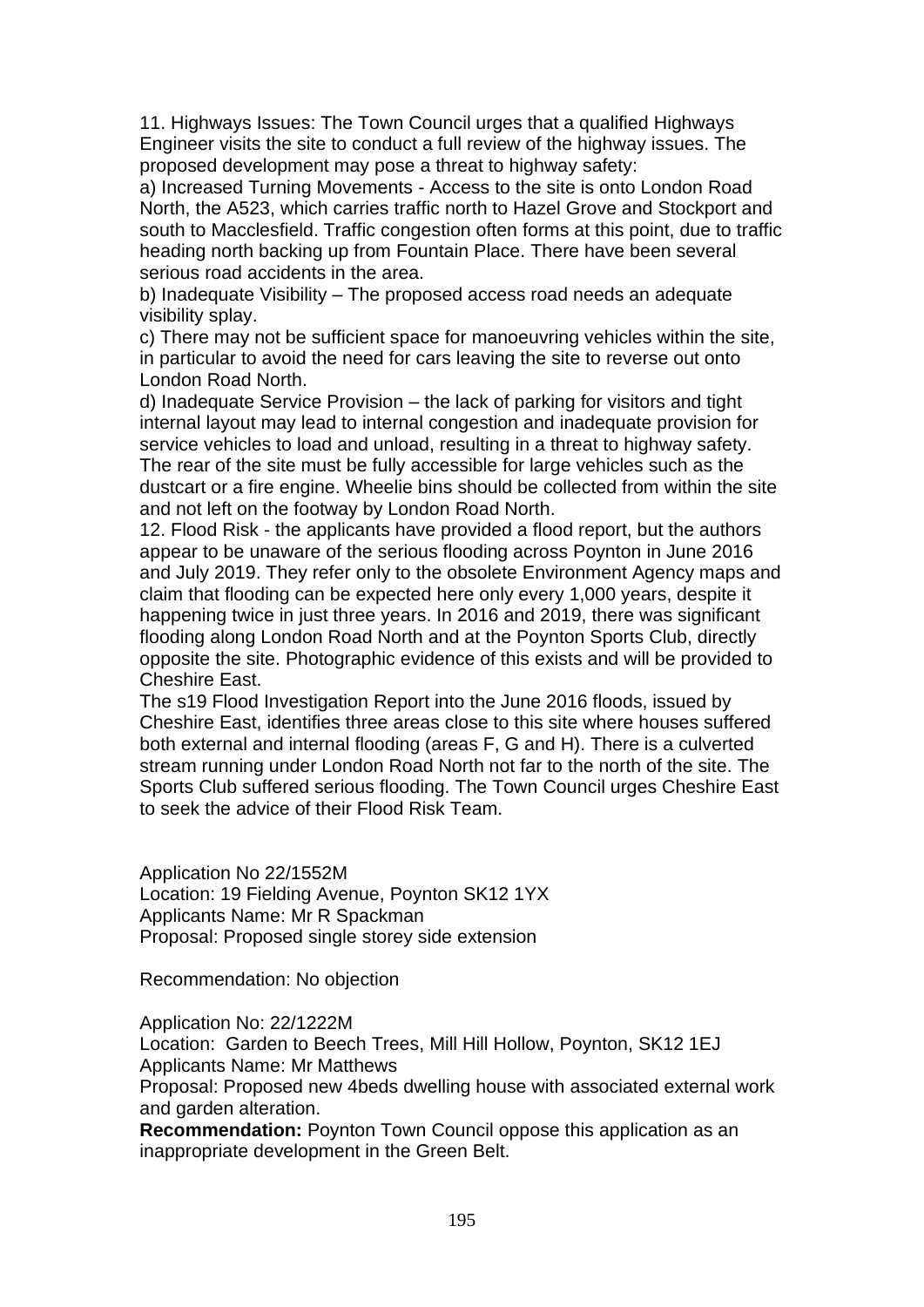11. Highways Issues: The Town Council urges that a qualified Highways Engineer visits the site to conduct a full review of the highway issues. The proposed development may pose a threat to highway safety:

a) Increased Turning Movements - Access to the site is onto London Road North, the A523, which carries traffic north to Hazel Grove and Stockport and south to Macclesfield. Traffic congestion often forms at this point, due to traffic heading north backing up from Fountain Place. There have been several serious road accidents in the area.

b) Inadequate Visibility – The proposed access road needs an adequate visibility splay.

c) There may not be sufficient space for manoeuvring vehicles within the site, in particular to avoid the need for cars leaving the site to reverse out onto London Road North.

d) Inadequate Service Provision – the lack of parking for visitors and tight internal layout may lead to internal congestion and inadequate provision for service vehicles to load and unload, resulting in a threat to highway safety. The rear of the site must be fully accessible for large vehicles such as the dustcart or a fire engine. Wheelie bins should be collected from within the site and not left on the footway by London Road North.

12. Flood Risk - the applicants have provided a flood report, but the authors appear to be unaware of the serious flooding across Poynton in June 2016 and July 2019. They refer only to the obsolete Environment Agency maps and claim that flooding can be expected here only every 1,000 years, despite it happening twice in just three years. In 2016 and 2019, there was significant flooding along London Road North and at the Poynton Sports Club, directly opposite the site. Photographic evidence of this exists and will be provided to Cheshire East.

The s19 Flood Investigation Report into the June 2016 floods, issued by Cheshire East, identifies three areas close to this site where houses suffered both external and internal flooding (areas F, G and H). There is a culverted stream running under London Road North not far to the north of the site. The Sports Club suffered serious flooding. The Town Council urges Cheshire East to seek the advice of their Flood Risk Team.

Application No 22/1552M
Location: 19 Fielding Avenue, Poynton SK12 1YX
Applicants Name: Mr R Spackman
Proposal: Proposed single storey side extension

Recommendation: No objection

Application No: 22/1222M
Location: Garden to Beech Trees, Mill Hill Hollow, Poynton, SK12 1EJ
Applicants Name: Mr Matthews
Proposal: Proposed new 4beds dwelling house with associated external work and garden alteration.
**Recommendation:** Poynton Town Council oppose this application as an inappropriate development in the Green Belt.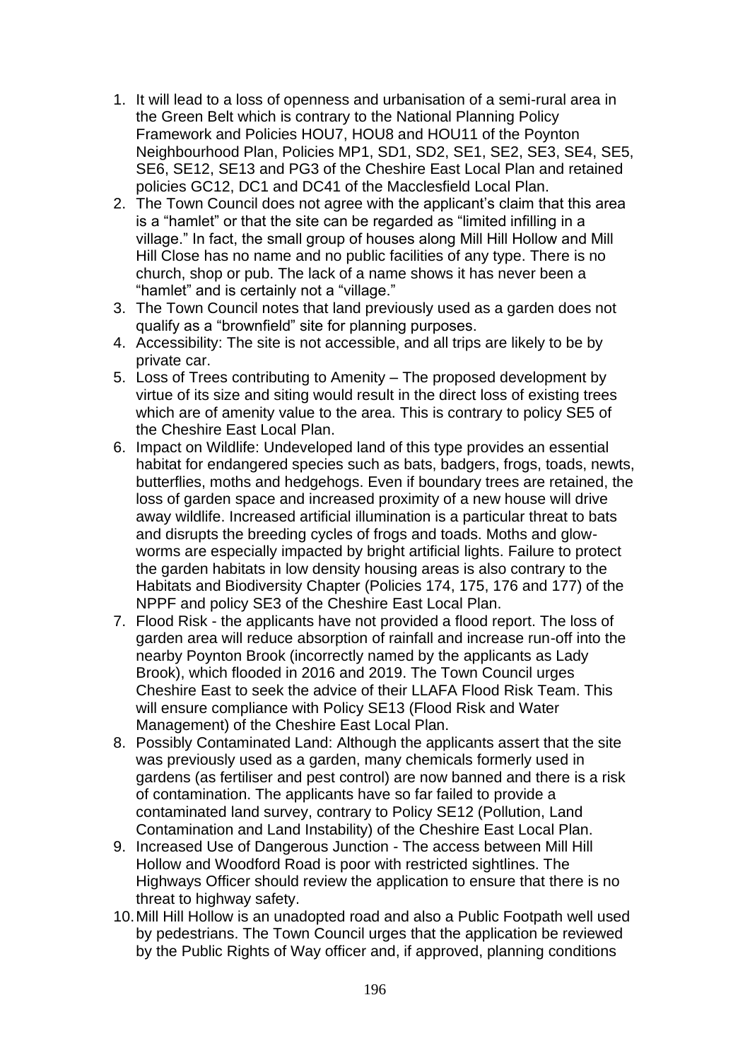1. It will lead to a loss of openness and urbanisation of a semi-rural area in the Green Belt which is contrary to the National Planning Policy Framework and Policies HOU7, HOU8 and HOU11 of the Poynton Neighbourhood Plan, Policies MP1, SD1, SD2, SE1, SE2, SE3, SE4, SE5, SE6, SE12, SE13 and PG3 of the Cheshire East Local Plan and retained policies GC12, DC1 and DC41 of the Macclesfield Local Plan.
2. The Town Council does not agree with the applicant's claim that this area is a "hamlet" or that the site can be regarded as "limited infilling in a village." In fact, the small group of houses along Mill Hill Hollow and Mill Hill Close has no name and no public facilities of any type. There is no church, shop or pub. The lack of a name shows it has never been a "hamlet" and is certainly not a "village."
3. The Town Council notes that land previously used as a garden does not qualify as a "brownfield" site for planning purposes.
4. Accessibility: The site is not accessible, and all trips are likely to be by private car.
5. Loss of Trees contributing to Amenity – The proposed development by virtue of its size and siting would result in the direct loss of existing trees which are of amenity value to the area. This is contrary to policy SE5 of the Cheshire East Local Plan.
6. Impact on Wildlife: Undeveloped land of this type provides an essential habitat for endangered species such as bats, badgers, frogs, toads, newts, butterflies, moths and hedgehogs. Even if boundary trees are retained, the loss of garden space and increased proximity of a new house will drive away wildlife. Increased artificial illumination is a particular threat to bats and disrupts the breeding cycles of frogs and toads. Moths and glow-worms are especially impacted by bright artificial lights. Failure to protect the garden habitats in low density housing areas is also contrary to the Habitats and Biodiversity Chapter (Policies 174, 175, 176 and 177) of the NPPF and policy SE3 of the Cheshire East Local Plan.
7. Flood Risk - the applicants have not provided a flood report. The loss of garden area will reduce absorption of rainfall and increase run-off into the nearby Poynton Brook (incorrectly named by the applicants as Lady Brook), which flooded in 2016 and 2019. The Town Council urges Cheshire East to seek the advice of their LLAFA Flood Risk Team. This will ensure compliance with Policy SE13 (Flood Risk and Water Management) of the Cheshire East Local Plan.
8. Possibly Contaminated Land: Although the applicants assert that the site was previously used as a garden, many chemicals formerly used in gardens (as fertiliser and pest control) are now banned and there is a risk of contamination. The applicants have so far failed to provide a contaminated land survey, contrary to Policy SE12 (Pollution, Land Contamination and Land Instability) of the Cheshire East Local Plan.
9. Increased Use of Dangerous Junction - The access between Mill Hill Hollow and Woodford Road is poor with restricted sightlines. The Highways Officer should review the application to ensure that there is no threat to highway safety.
10. Mill Hill Hollow is an unadopted road and also a Public Footpath well used by pedestrians. The Town Council urges that the application be reviewed by the Public Rights of Way officer and, if approved, planning conditions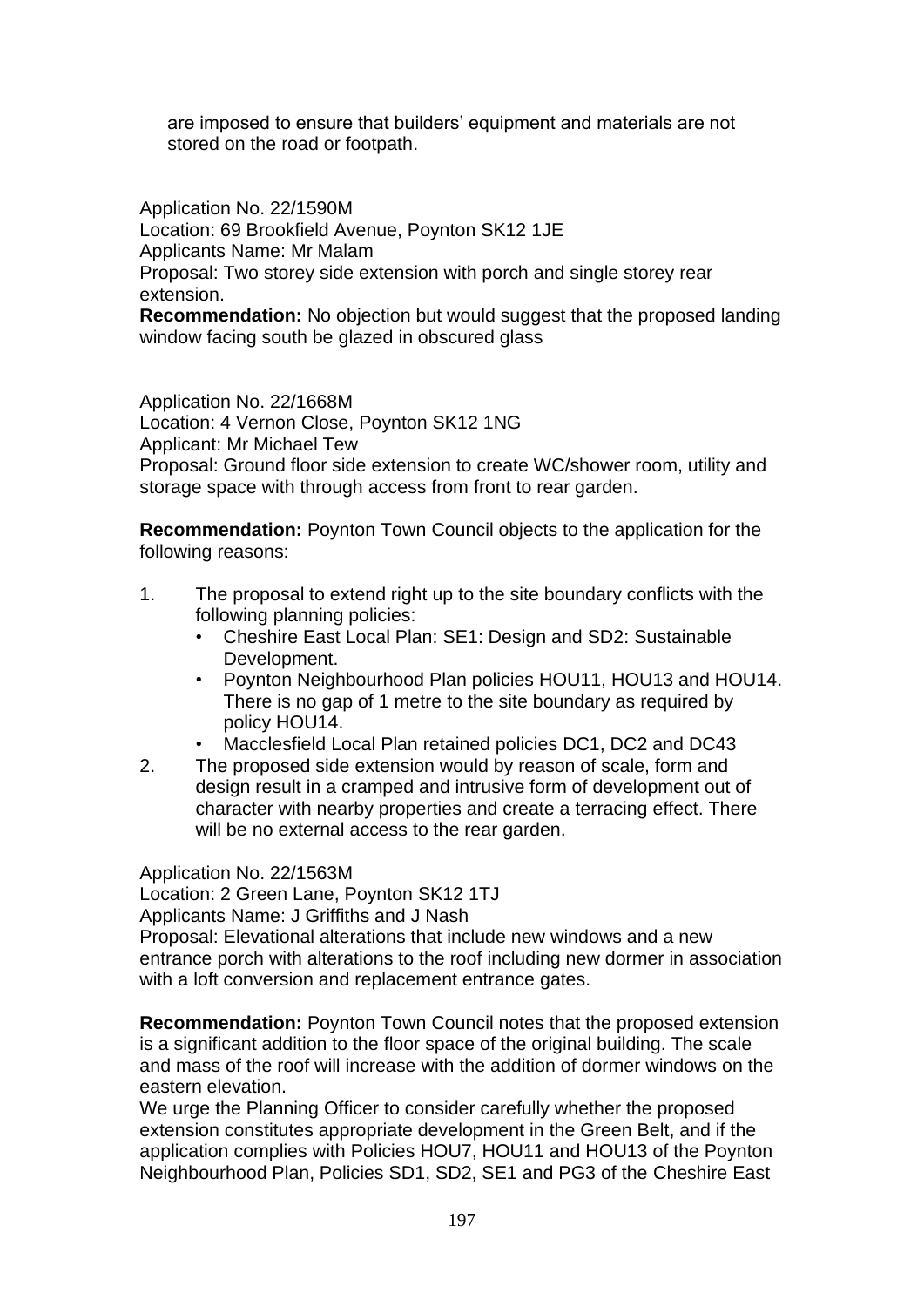are imposed to ensure that builders' equipment and materials are not stored on the road or footpath.

Application No. 22/1590M
Location: 69 Brookfield Avenue, Poynton SK12 1JE
Applicants Name: Mr Malam
Proposal: Two storey side extension with porch and single storey rear extension.
**Recommendation:** No objection but would suggest that the proposed landing window facing south be glazed in obscured glass

Application No. 22/1668M
Location: 4 Vernon Close, Poynton SK12 1NG
Applicant: Mr Michael Tew
Proposal: Ground floor side extension to create WC/shower room, utility and storage space with through access from front to rear garden.

**Recommendation:** Poynton Town Council objects to the application for the following reasons:

1. The proposal to extend right up to the site boundary conflicts with the following planning policies:
   - Cheshire East Local Plan: SE1: Design and SD2: Sustainable Development.
   - Poynton Neighbourhood Plan policies HOU11, HOU13 and HOU14. There is no gap of 1 metre to the site boundary as required by policy HOU14.
   - Macclesfield Local Plan retained policies DC1, DC2 and DC43
2. The proposed side extension would by reason of scale, form and design result in a cramped and intrusive form of development out of character with nearby properties and create a terracing effect. There will be no external access to the rear garden.

Application No. 22/1563M
Location: 2 Green Lane, Poynton SK12 1TJ
Applicants Name: J Griffiths and J Nash
Proposal: Elevational alterations that include new windows and a new entrance porch with alterations to the roof including new dormer in association with a loft conversion and replacement entrance gates.

**Recommendation:** Poynton Town Council notes that the proposed extension is a significant addition to the floor space of the original building. The scale and mass of the roof will increase with the addition of dormer windows on the eastern elevation.
We urge the Planning Officer to consider carefully whether the proposed extension constitutes appropriate development in the Green Belt, and if the application complies with Policies HOU7, HOU11 and HOU13 of the Poynton Neighbourhood Plan, Policies SD1, SD2, SE1 and PG3 of the Cheshire East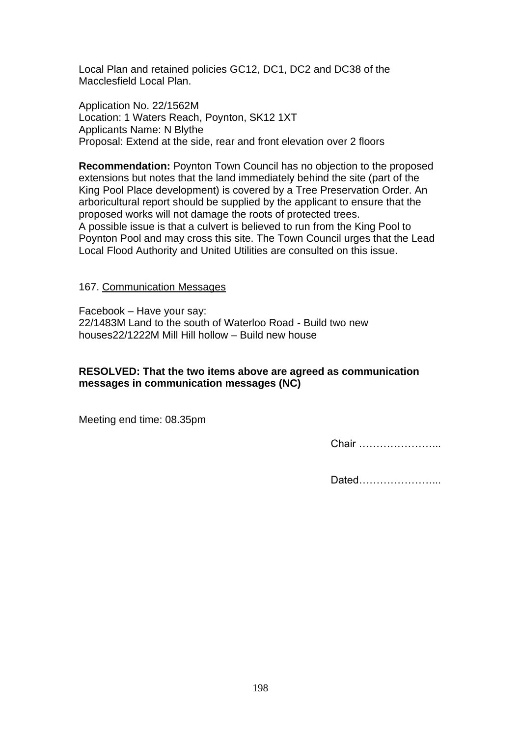Local Plan and retained policies GC12, DC1, DC2 and DC38 of the Macclesfield Local Plan.

Application No. 22/1562M
Location: 1 Waters Reach, Poynton, SK12 1XT
Applicants Name: N Blythe
Proposal: Extend at the side, rear and front elevation over 2 floors

**Recommendation:** Poynton Town Council has no objection to the proposed extensions but notes that the land immediately behind the site (part of the King Pool Place development) is covered by a Tree Preservation Order. An arboricultural report should be supplied by the applicant to ensure that the proposed works will not damage the roots of protected trees.
A possible issue is that a culvert is believed to run from the King Pool to Poynton Pool and may cross this site. The Town Council urges that the Lead Local Flood Authority and United Utilities are consulted on this issue.

167. Communication Messages

Facebook – Have your say:
22/1483M Land to the south of Waterloo Road - Build two new houses22/1222M Mill Hill hollow – Build new house

**RESOLVED: That the two items above are agreed as communication messages in communication messages (NC)**

Meeting end time: 08.35pm

Chair …………………..

Dated…………………...